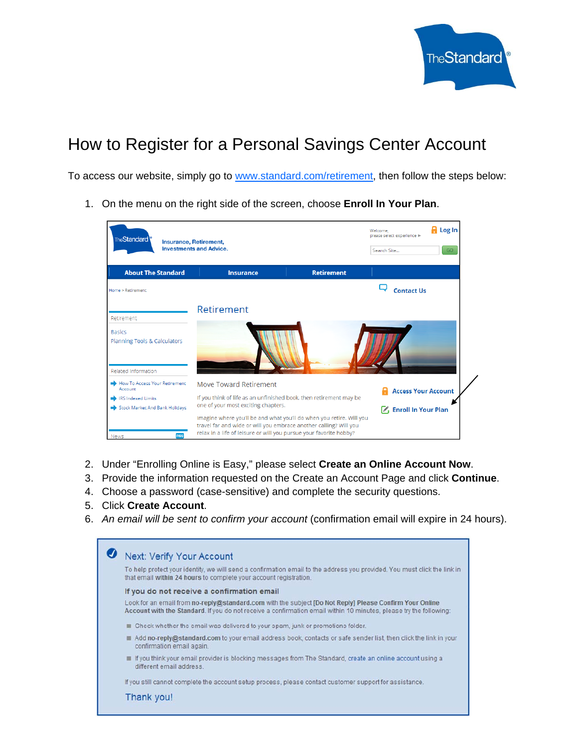# How to Register for a Personal Savings Center Account

To access our website, simply go to [www.standard.com/retirement](http://www.standard.com/retirement), then follow the steps below:

1. On the menu on the right side of the screen, choose **Enroll In Your Plan**.
2. Under "Enrolling Online is Easy," please select **Create an Online Account Now**.
3. Provide the information requested on the Create an Account Page and click **Continue**.
4. Choose a password (case-sensitive) and complete the security questions.
5. Click **Create Account**.
6. *An email will be sent to confirm your account* (confirmation email will expire in 24 hours).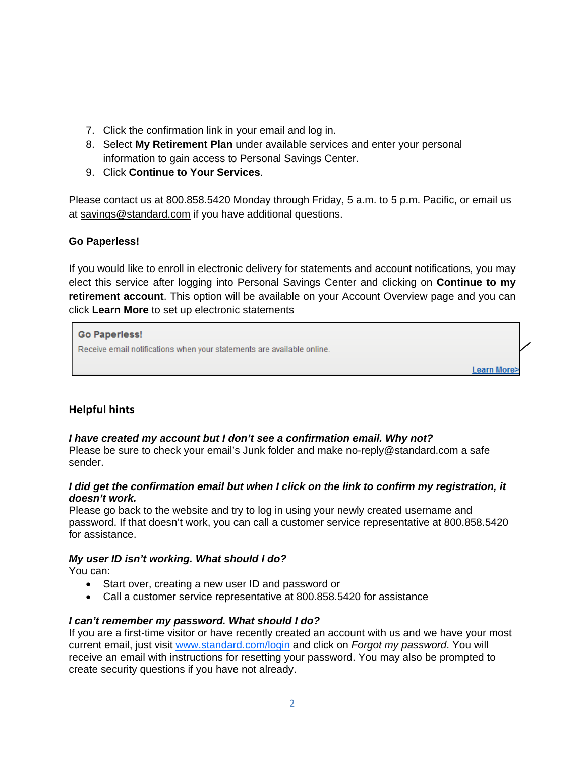7. Click the confirmation link in your email and log in.
8. Select **My Retirement Plan** under available services and enter your personal information to gain access to Personal Savings Center.
9. Click **Continue to Your Services**.

Please contact us at 800.858.5420 Monday through Friday, 5 a.m. to 5 p.m. Pacific, or email us at savings@standard.com if you have additional questions.

**Go Paperless!**

If you would like to enroll in electronic delivery for statements and account notifications, you may elect this service after logging into Personal Savings Center and clicking on **Continue to my retirement account**. This option will be available on your Account Overview page and you can click **Learn More** to set up electronic statements

> **Go Paperless!**
> Receive email notifications when your statements are available online.
> Learn More>

## Helpful hints

***I have created my account but I don't see a confirmation email. Why not?***
Please be sure to check your email's Junk folder and make no-reply@standard.com a safe sender.

***I did get the confirmation email but when I click on the link to confirm my registration, it doesn't work.***
Please go back to the website and try to log in using your newly created username and password. If that doesn't work, you can call a customer service representative at 800.858.5420 for assistance.

***My user ID isn't working. What should I do?***
You can:

- Start over, creating a new user ID and password or
- Call a customer service representative at 800.858.5420 for assistance

***I can't remember my password. What should I do?***
If you are a first-time visitor or have recently created an account with us and we have your most current email, just visit www.standard.com/login and click on *Forgot my password*. You will receive an email with instructions for resetting your password. You may also be prompted to create security questions if you have not already.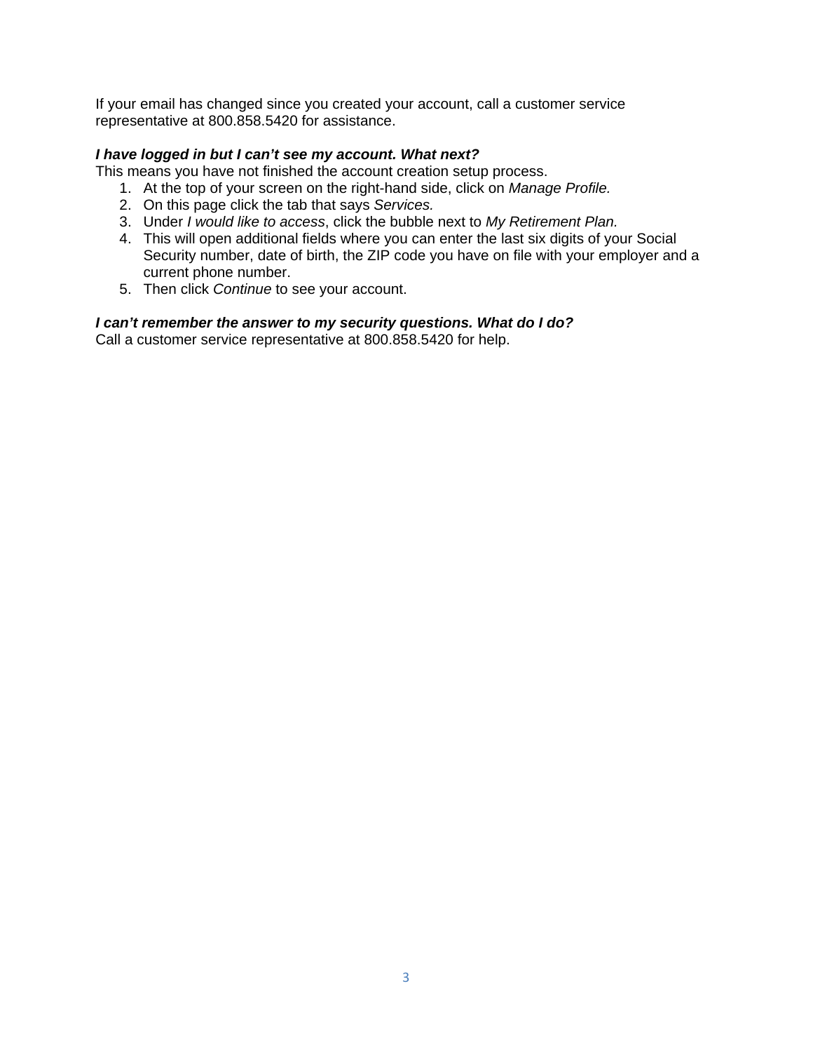If your email has changed since you created your account, call a customer service representative at 800.858.5420 for assistance.

***I have logged in but I can't see my account. What next?***
This means you have not finished the account creation setup process.

1. At the top of your screen on the right-hand side, click on *Manage Profile.*
2. On this page click the tab that says *Services.*
3. Under *I would like to access*, click the bubble next to *My Retirement Plan.*
4. This will open additional fields where you can enter the last six digits of your Social Security number, date of birth, the ZIP code you have on file with your employer and a current phone number.
5. Then click *Continue* to see your account.

***I can't remember the answer to my security questions. What do I do?***
Call a customer service representative at 800.858.5420 for help.